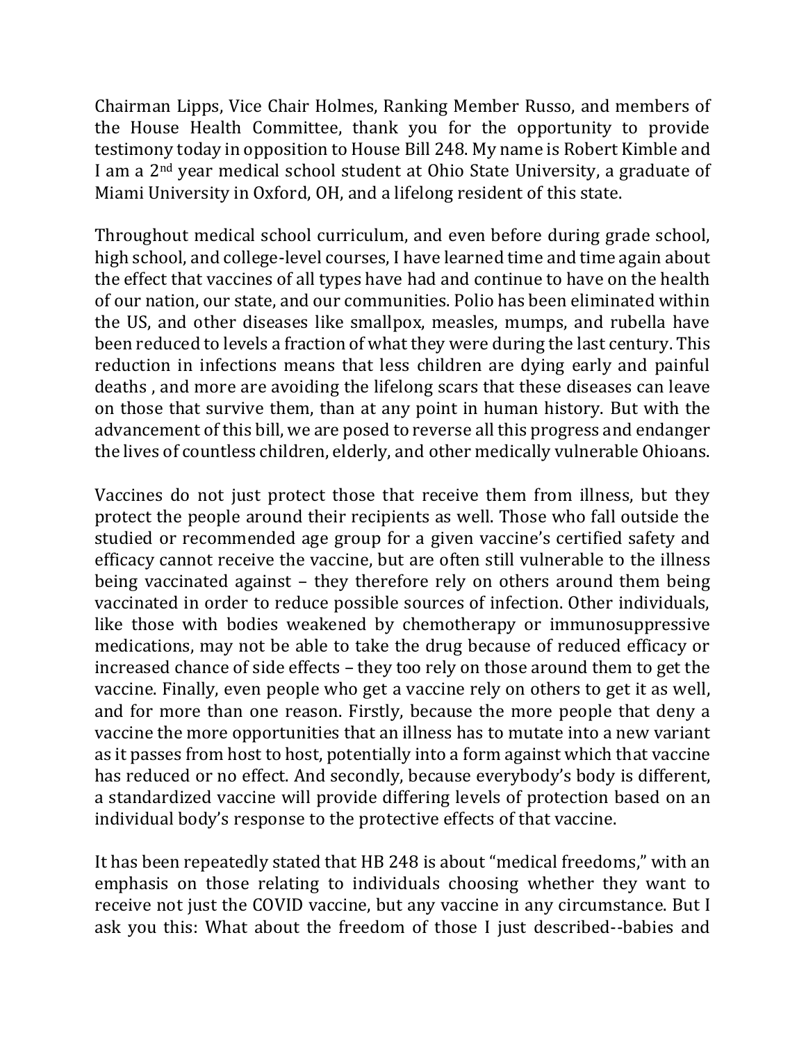Chairman Lipps, Vice Chair Holmes, Ranking Member Russo, and members of the House Health Committee, thank you for the opportunity to provide testimony today in opposition to House Bill 248. My name is Robert Kimble and I am a 2nd year medical school student at Ohio State University, a graduate of Miami University in Oxford, OH, and a lifelong resident of this state.

Throughout medical school curriculum, and even before during grade school, high school, and college-level courses, I have learned time and time again about the effect that vaccines of all types have had and continue to have on the health of our nation, our state, and our communities. Polio has been eliminated within the US, and other diseases like smallpox, measles, mumps, and rubella have been reduced to levels a fraction of what they were during the last century. This reduction in infections means that less children are dying early and painful deaths , and more are avoiding the lifelong scars that these diseases can leave on those that survive them, than at any point in human history. But with the advancement of this bill, we are posed to reverse all this progress and endanger the lives of countless children, elderly, and other medically vulnerable Ohioans.

Vaccines do not just protect those that receive them from illness, but they protect the people around their recipients as well. Those who fall outside the studied or recommended age group for a given vaccine's certified safety and efficacy cannot receive the vaccine, but are often still vulnerable to the illness being vaccinated against – they therefore rely on others around them being vaccinated in order to reduce possible sources of infection. Other individuals, like those with bodies weakened by chemotherapy or immunosuppressive medications, may not be able to take the drug because of reduced efficacy or increased chance of side effects – they too rely on those around them to get the vaccine. Finally, even people who get a vaccine rely on others to get it as well, and for more than one reason. Firstly, because the more people that deny a vaccine the more opportunities that an illness has to mutate into a new variant as it passes from host to host, potentially into a form against which that vaccine has reduced or no effect. And secondly, because everybody's body is different, a standardized vaccine will provide differing levels of protection based on an individual body's response to the protective effects of that vaccine.

It has been repeatedly stated that HB 248 is about "medical freedoms," with an emphasis on those relating to individuals choosing whether they want to receive not just the COVID vaccine, but any vaccine in any circumstance. But I ask you this: What about the freedom of those I just described--babies and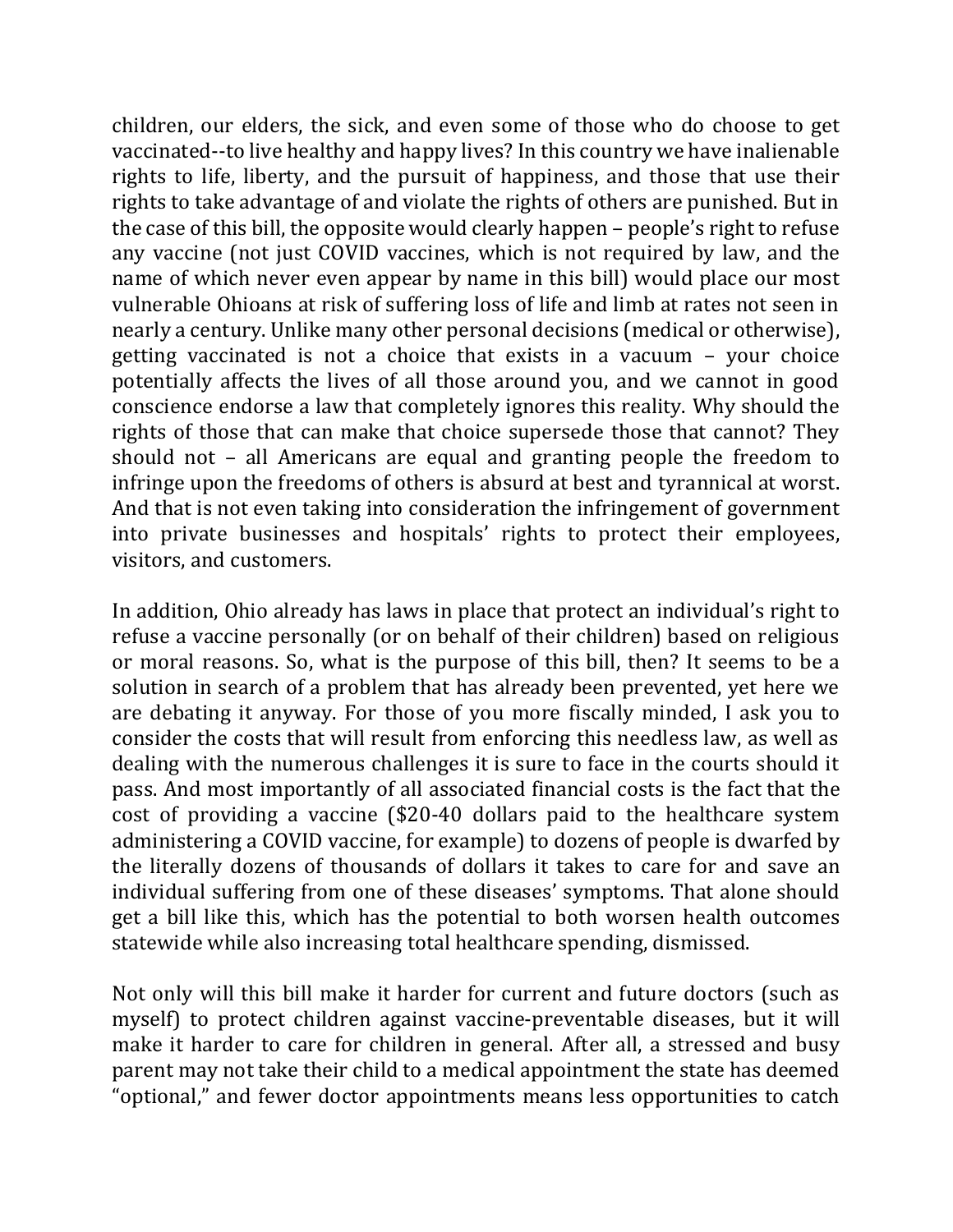children, our elders, the sick, and even some of those who do choose to get vaccinated--to live healthy and happy lives? In this country we have inalienable rights to life, liberty, and the pursuit of happiness, and those that use their rights to take advantage of and violate the rights of others are punished. But in the case of this bill, the opposite would clearly happen – people's right to refuse any vaccine (not just COVID vaccines, which is not required by law, and the name of which never even appear by name in this bill) would place our most vulnerable Ohioans at risk of suffering loss of life and limb at rates not seen in nearly a century. Unlike many other personal decisions (medical or otherwise), getting vaccinated is not a choice that exists in a vacuum – your choice potentially affects the lives of all those around you, and we cannot in good conscience endorse a law that completely ignores this reality. Why should the rights of those that can make that choice supersede those that cannot? They should not – all Americans are equal and granting people the freedom to infringe upon the freedoms of others is absurd at best and tyrannical at worst. And that is not even taking into consideration the infringement of government into private businesses and hospitals' rights to protect their employees, visitors, and customers.

In addition, Ohio already has laws in place that protect an individual's right to refuse a vaccine personally (or on behalf of their children) based on religious or moral reasons. So, what is the purpose of this bill, then? It seems to be a solution in search of a problem that has already been prevented, yet here we are debating it anyway. For those of you more fiscally minded, I ask you to consider the costs that will result from enforcing this needless law, as well as dealing with the numerous challenges it is sure to face in the courts should it pass. And most importantly of all associated financial costs is the fact that the cost of providing a vaccine ($20-40 dollars paid to the healthcare system administering a COVID vaccine, for example) to dozens of people is dwarfed by the literally dozens of thousands of dollars it takes to care for and save an individual suffering from one of these diseases' symptoms. That alone should get a bill like this, which has the potential to both worsen health outcomes statewide while also increasing total healthcare spending, dismissed.

Not only will this bill make it harder for current and future doctors (such as myself) to protect children against vaccine-preventable diseases, but it will make it harder to care for children in general. After all, a stressed and busy parent may not take their child to a medical appointment the state has deemed "optional," and fewer doctor appointments means less opportunities to catch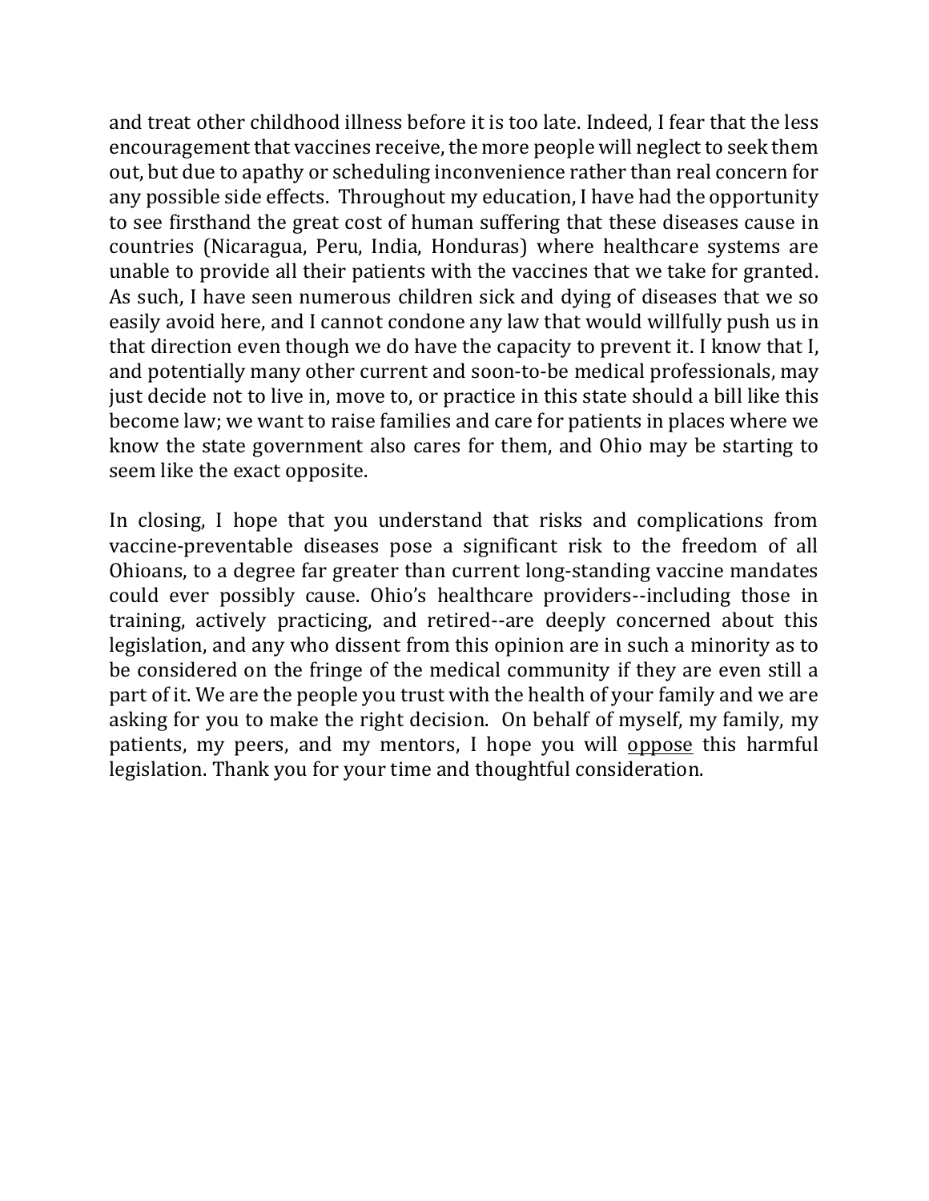and treat other childhood illness before it is too late. Indeed, I fear that the less encouragement that vaccines receive, the more people will neglect to seek them out, but due to apathy or scheduling inconvenience rather than real concern for any possible side effects. Throughout my education, I have had the opportunity to see firsthand the great cost of human suffering that these diseases cause in countries (Nicaragua, Peru, India, Honduras) where healthcare systems are unable to provide all their patients with the vaccines that we take for granted. As such, I have seen numerous children sick and dying of diseases that we so easily avoid here, and I cannot condone any law that would willfully push us in that direction even though we do have the capacity to prevent it. I know that I, and potentially many other current and soon-to-be medical professionals, may just decide not to live in, move to, or practice in this state should a bill like this become law; we want to raise families and care for patients in places where we know the state government also cares for them, and Ohio may be starting to seem like the exact opposite.

In closing, I hope that you understand that risks and complications from vaccine-preventable diseases pose a significant risk to the freedom of all Ohioans, to a degree far greater than current long-standing vaccine mandates could ever possibly cause. Ohio's healthcare providers--including those in training, actively practicing, and retired--are deeply concerned about this legislation, and any who dissent from this opinion are in such a minority as to be considered on the fringe of the medical community if they are even still a part of it. We are the people you trust with the health of your family and we are asking for you to make the right decision. On behalf of myself, my family, my patients, my peers, and my mentors, I hope you will <u>oppose</u> this harmful legislation. Thank you for your time and thoughtful consideration.